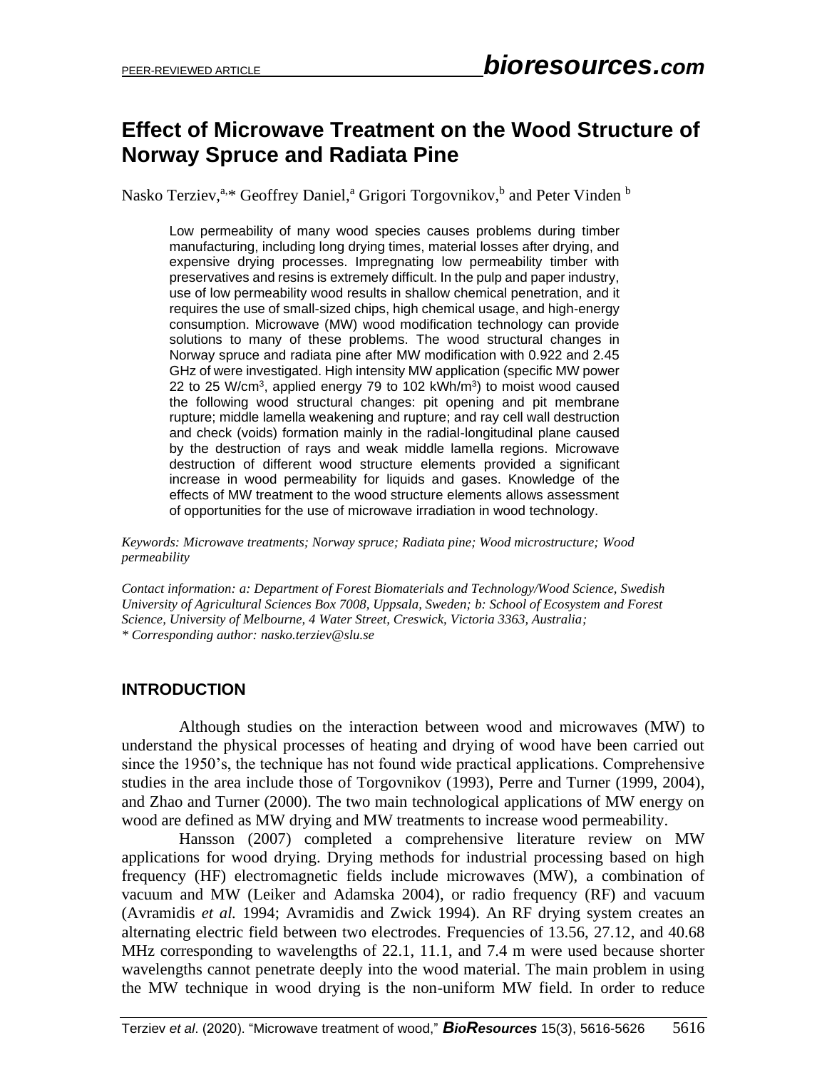# Effect of Microwave Treatment on the Wood Structure of Norway Spruce and Radiata Pine

Nasko Terziev,[a,*] Geoffrey Daniel,[a] Grigori Torgovnikov,[b] and Peter Vinden [b]

Low permeability of many wood species causes problems during timber manufacturing, including long drying times, material losses after drying, and expensive drying processes. Impregnating low permeability timber with preservatives and resins is extremely difficult. In the pulp and paper industry, use of low permeability wood results in shallow chemical penetration, and it requires the use of small-sized chips, high chemical usage, and high-energy consumption. Microwave (MW) wood modification technology can provide solutions to many of these problems. The wood structural changes in Norway spruce and radiata pine after MW modification with 0.922 and 2.45 GHz of were investigated. High intensity MW application (specific MW power 22 to 25 W/cm$^3$, applied energy 79 to 102 kWh/m$^3$) to moist wood caused the following wood structural changes: pit opening and pit membrane rupture; middle lamella weakening and rupture; and ray cell wall destruction and check (voids) formation mainly in the radial-longitudinal plane caused by the destruction of rays and weak middle lamella regions. Microwave destruction of different wood structure elements provided a significant increase in wood permeability for liquids and gases. Knowledge of the effects of MW treatment to the wood structure elements allows assessment of opportunities for the use of microwave irradiation in wood technology.

*Keywords: Microwave treatments; Norway spruce; Radiata pine; Wood microstructure; Wood permeability*

*Contact information: a: Department of Forest Biomaterials and Technology/Wood Science, Swedish University of Agricultural Sciences Box 7008, Uppsala, Sweden; b: School of Ecosystem and Forest Science, University of Melbourne, 4 Water Street, Creswick, Victoria 3363, Australia;*
*\* Corresponding author: nasko.terziev@slu.se*

## INTRODUCTION

Although studies on the interaction between wood and microwaves (MW) to understand the physical processes of heating and drying of wood have been carried out since the 1950's, the technique has not found wide practical applications. Comprehensive studies in the area include those of Torgovnikov (1993), Perre and Turner (1999, 2004), and Zhao and Turner (2000). The two main technological applications of MW energy on wood are defined as MW drying and MW treatments to increase wood permeability.

Hansson (2007) completed a comprehensive literature review on MW applications for wood drying. Drying methods for industrial processing based on high frequency (HF) electromagnetic fields include microwaves (MW), a combination of vacuum and MW (Leiker and Adamska 2004), or radio frequency (RF) and vacuum (Avramidis *et al.* 1994; Avramidis and Zwick 1994). An RF drying system creates an alternating electric field between two electrodes. Frequencies of 13.56, 27.12, and 40.68 MHz corresponding to wavelengths of 22.1, 11.1, and 7.4 m were used because shorter wavelengths cannot penetrate deeply into the wood material. The main problem in using the MW technique in wood drying is the non-uniform MW field. In order to reduce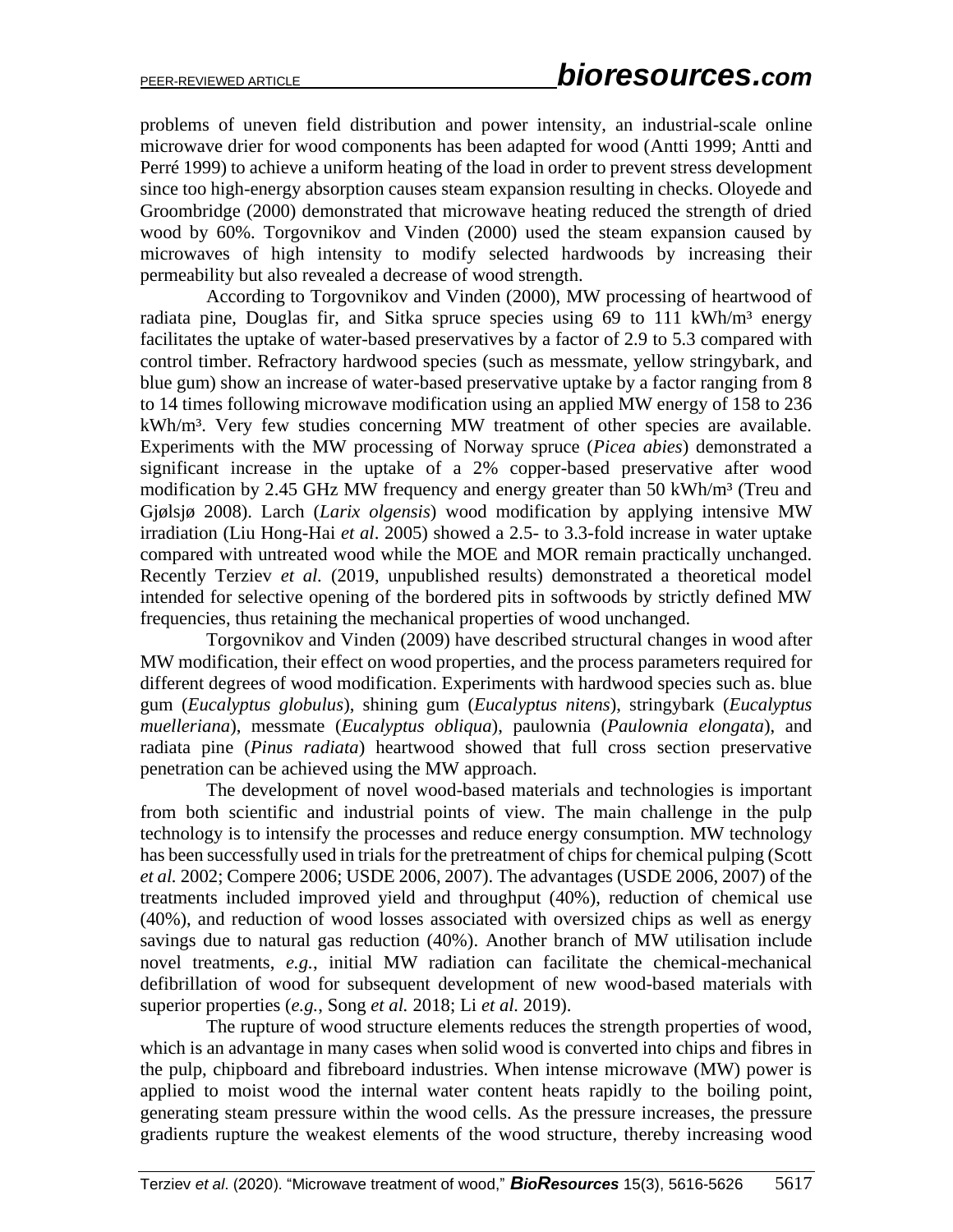problems of uneven field distribution and power intensity, an industrial-scale online microwave drier for wood components has been adapted for wood (Antti 1999; Antti and Perré 1999) to achieve a uniform heating of the load in order to prevent stress development since too high-energy absorption causes steam expansion resulting in checks. Oloyede and Groombridge (2000) demonstrated that microwave heating reduced the strength of dried wood by 60%. Torgovnikov and Vinden (2000) used the steam expansion caused by microwaves of high intensity to modify selected hardwoods by increasing their permeability but also revealed a decrease of wood strength.

According to Torgovnikov and Vinden (2000), MW processing of heartwood of radiata pine, Douglas fir, and Sitka spruce species using 69 to 111 kWh/m³ energy facilitates the uptake of water-based preservatives by a factor of 2.9 to 5.3 compared with control timber. Refractory hardwood species (such as messmate, yellow stringybark, and blue gum) show an increase of water-based preservative uptake by a factor ranging from 8 to 14 times following microwave modification using an applied MW energy of 158 to 236 kWh/m³. Very few studies concerning MW treatment of other species are available. Experiments with the MW processing of Norway spruce (*Picea abies*) demonstrated a significant increase in the uptake of a 2% copper-based preservative after wood modification by 2.45 GHz MW frequency and energy greater than 50 kWh/m³ (Treu and Gjølsjø 2008). Larch (*Larix olgensis*) wood modification by applying intensive MW irradiation (Liu Hong-Hai *et al*. 2005) showed a 2.5- to 3.3-fold increase in water uptake compared with untreated wood while the MOE and MOR remain practically unchanged. Recently Terziev *et al.* (2019, unpublished results) demonstrated a theoretical model intended for selective opening of the bordered pits in softwoods by strictly defined MW frequencies, thus retaining the mechanical properties of wood unchanged.

Torgovnikov and Vinden (2009) have described structural changes in wood after MW modification, their effect on wood properties, and the process parameters required for different degrees of wood modification. Experiments with hardwood species such as. blue gum (*Eucalyptus globulus*), shining gum (*Eucalyptus nitens*), stringybark (*Eucalyptus muelleriana*), messmate (*Eucalyptus obliqua*), paulownia (*Paulownia elongata*), and radiata pine (*Pinus radiata*) heartwood showed that full cross section preservative penetration can be achieved using the MW approach.

The development of novel wood-based materials and technologies is important from both scientific and industrial points of view. The main challenge in the pulp technology is to intensify the processes and reduce energy consumption. MW technology has been successfully used in trials for the pretreatment of chips for chemical pulping (Scott *et al.* 2002; Compere 2006; USDE 2006, 2007). The advantages (USDE 2006, 2007) of the treatments included improved yield and throughput (40%), reduction of chemical use (40%), and reduction of wood losses associated with oversized chips as well as energy savings due to natural gas reduction (40%). Another branch of MW utilisation include novel treatments, *e.g.*, initial MW radiation can facilitate the chemical-mechanical defibrillation of wood for subsequent development of new wood-based materials with superior properties (*e.g.*, Song *et al.* 2018; Li *et al.* 2019).

The rupture of wood structure elements reduces the strength properties of wood, which is an advantage in many cases when solid wood is converted into chips and fibres in the pulp, chipboard and fibreboard industries. When intense microwave (MW) power is applied to moist wood the internal water content heats rapidly to the boiling point, generating steam pressure within the wood cells. As the pressure increases, the pressure gradients rupture the weakest elements of the wood structure, thereby increasing wood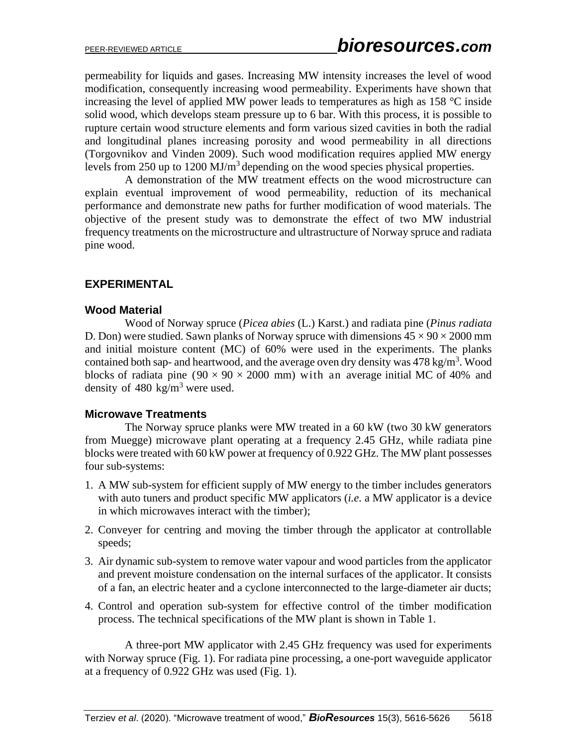permeability for liquids and gases. Increasing MW intensity increases the level of wood modification, consequently increasing wood permeability. Experiments have shown that increasing the level of applied MW power leads to temperatures as high as 158 °C inside solid wood, which develops steam pressure up to 6 bar. With this process, it is possible to rupture certain wood structure elements and form various sized cavities in both the radial and longitudinal planes increasing porosity and wood permeability in all directions (Torgovnikov and Vinden 2009). Such wood modification requires applied MW energy levels from 250 up to 1200 MJ/$m^3$ depending on the wood species physical properties.

A demonstration of the MW treatment effects on the wood microstructure can explain eventual improvement of wood permeability, reduction of its mechanical performance and demonstrate new paths for further modification of wood materials. The objective of the present study was to demonstrate the effect of two MW industrial frequency treatments on the microstructure and ultrastructure of Norway spruce and radiata pine wood.

## EXPERIMENTAL

### Wood Material

Wood of Norway spruce (*Picea abies* (L.) Karst.) and radiata pine (*Pinus radiata* D. Don) were studied. Sawn planks of Norway spruce with dimensions 45 × 90 × 2000 mm and initial moisture content (MC) of 60% were used in the experiments. The planks contained both sap- and heartwood, and the average oven dry density was 478 kg/$m^3$. Wood blocks of radiata pine (90 × 90 × 2000 mm) with an average initial MC of 40% and density of 480 kg/$m^3$ were used.

### Microwave Treatments

The Norway spruce planks were MW treated in a 60 kW (two 30 kW generators from Muegge) microwave plant operating at a frequency 2.45 GHz, while radiata pine blocks were treated with 60 kW power at frequency of 0.922 GHz. The MW plant possesses four sub-systems:

1. A MW sub-system for efficient supply of MW energy to the timber includes generators with auto tuners and product specific MW applicators (*i.e.* a MW applicator is a device in which microwaves interact with the timber);
2. Conveyer for centring and moving the timber through the applicator at controllable speeds;
3. Air dynamic sub-system to remove water vapour and wood particles from the applicator and prevent moisture condensation on the internal surfaces of the applicator. It consists of a fan, an electric heater and a cyclone interconnected to the large-diameter air ducts;
4. Control and operation sub-system for effective control of the timber modification process. The technical specifications of the MW plant is shown in Table 1.

A three-port MW applicator with 2.45 GHz frequency was used for experiments with Norway spruce (Fig. 1). For radiata pine processing, a one-port waveguide applicator at a frequency of 0.922 GHz was used (Fig. 1).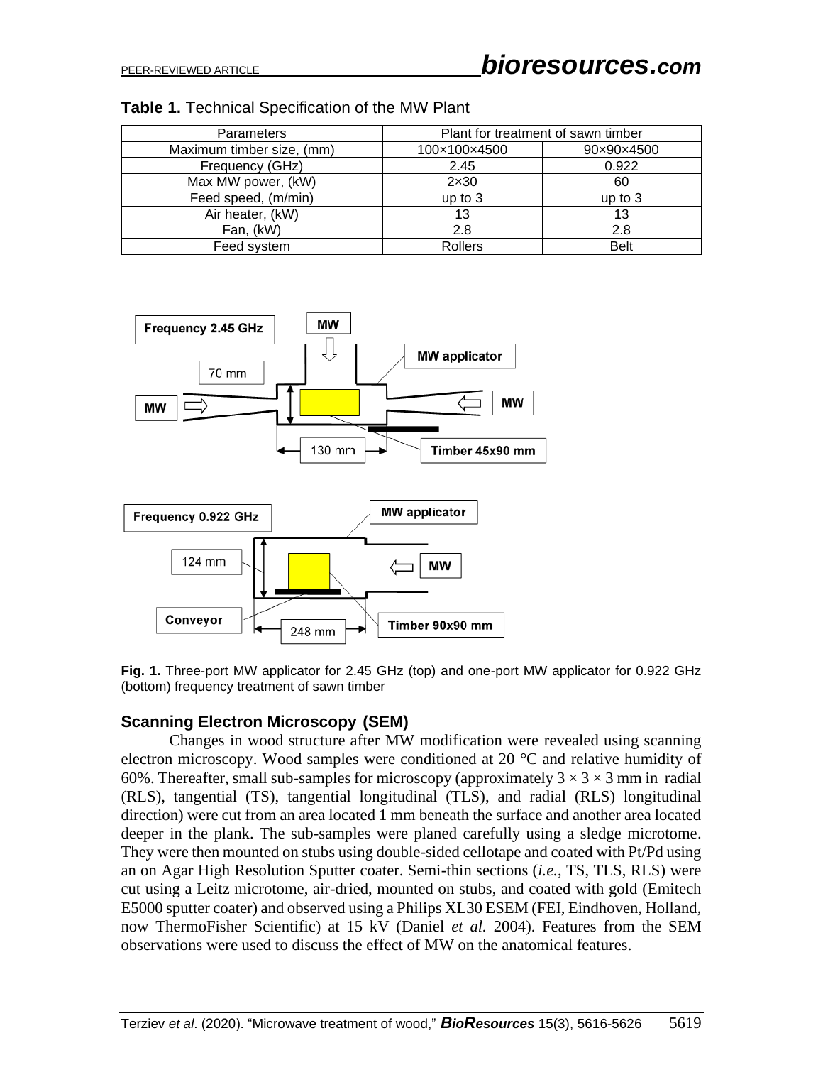**Table 1.** Technical Specification of the MW Plant

| Parameters | Plant for treatment of sawn timber | |
|---|---|---|
| Maximum timber size, (mm) | 100×100×4500 | 90×90×4500 |
| Frequency (GHz) | 2.45 | 0.922 |
| Max MW power, (kW) | 2×30 | 60 |
| Feed speed, (m/min) | up to 3 | up to 3 |
| Air heater, (kW) | 13 | 13 |
| Fan, (kW) | 2.8 | 2.8 |
| Feed system | Rollers | Belt |

**Fig. 1.** Three-port MW applicator for 2.45 GHz (top) and one-port MW applicator for 0.922 GHz (bottom) frequency treatment of sawn timber

## Scanning Electron Microscopy (SEM)

Changes in wood structure after MW modification were revealed using scanning electron microscopy. Wood samples were conditioned at 20 °C and relative humidity of 60%. Thereafter, small sub-samples for microscopy (approximately 3 × 3 × 3 mm in radial (RLS), tangential (TS), tangential longitudinal (TLS), and radial (RLS) longitudinal direction) were cut from an area located 1 mm beneath the surface and another area located deeper in the plank. The sub-samples were planed carefully using a sledge microtome. They were then mounted on stubs using double-sided cellotape and coated with Pt/Pd using an on Agar High Resolution Sputter coater. Semi-thin sections (*i.e.*, TS, TLS, RLS) were cut using a Leitz microtome, air-dried, mounted on stubs, and coated with gold (Emitech E5000 sputter coater) and observed using a Philips XL30 ESEM (FEI, Eindhoven, Holland, now ThermoFisher Scientific) at 15 kV (Daniel *et al.* 2004). Features from the SEM observations were used to discuss the effect of MW on the anatomical features.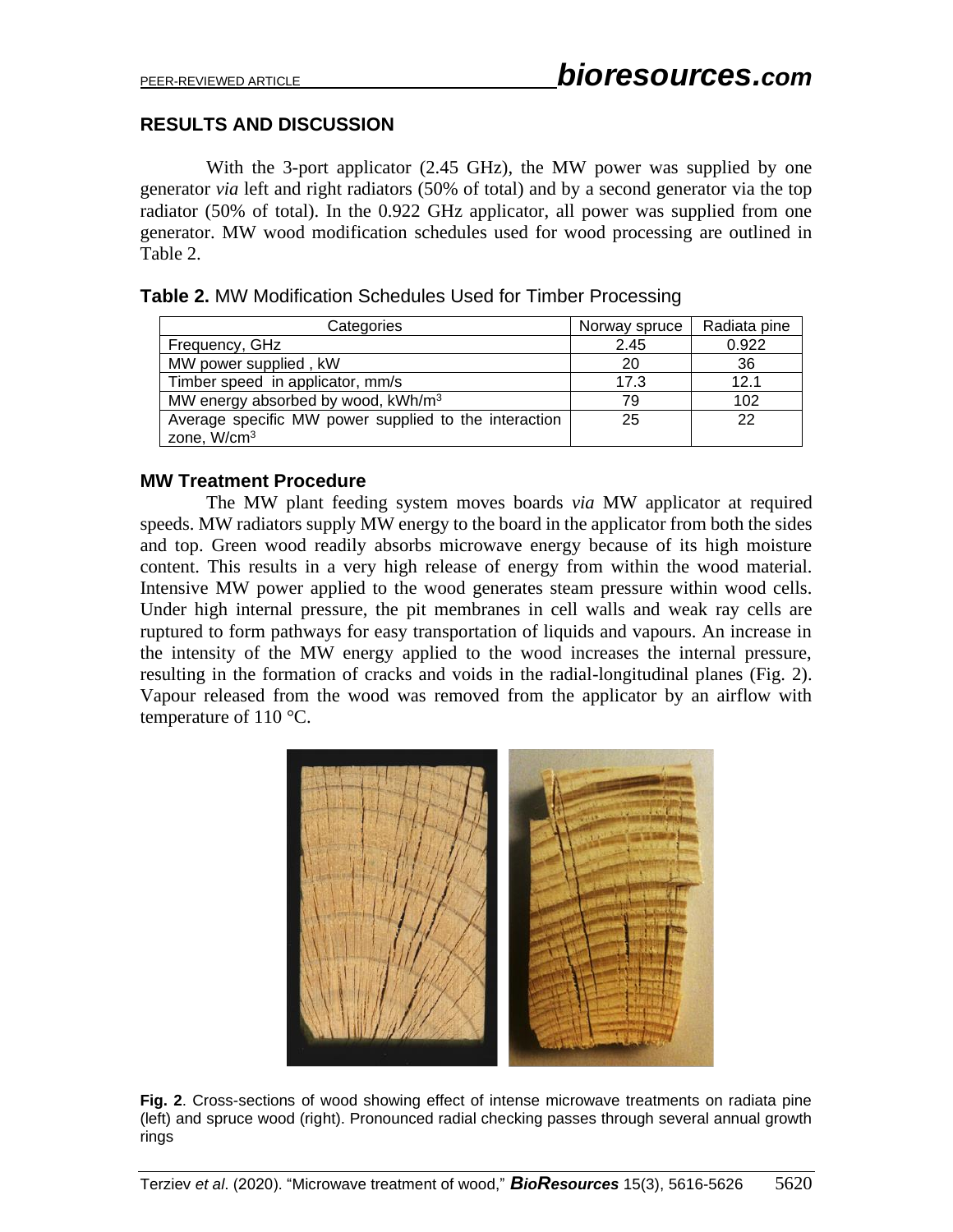## RESULTS AND DISCUSSION

With the 3-port applicator (2.45 GHz), the MW power was supplied by one generator *via* left and right radiators (50% of total) and by a second generator via the top radiator (50% of total). In the 0.922 GHz applicator, all power was supplied from one generator. MW wood modification schedules used for wood processing are outlined in Table 2.

**Table 2.** MW Modification Schedules Used for Timber Processing

| Categories | Norway spruce | Radiata pine |
|---|---|---|
| Frequency, GHz | 2.45 | 0.922 |
| MW power supplied , kW | 20 | 36 |
| Timber speed in applicator, mm/s | 17.3 | 12.1 |
| MW energy absorbed by wood, kWh/m$^3$ | 79 | 102 |
| Average specific MW power supplied to the interaction zone, W/cm$^3$ | 25 | 22 |

### MW Treatment Procedure

The MW plant feeding system moves boards *via* MW applicator at required speeds. MW radiators supply MW energy to the board in the applicator from both the sides and top. Green wood readily absorbs microwave energy because of its high moisture content. This results in a very high release of energy from within the wood material. Intensive MW power applied to the wood generates steam pressure within wood cells. Under high internal pressure, the pit membranes in cell walls and weak ray cells are ruptured to form pathways for easy transportation of liquids and vapours. An increase in the intensity of the MW energy applied to the wood increases the internal pressure, resulting in the formation of cracks and voids in the radial-longitudinal planes (Fig. 2). Vapour released from the wood was removed from the applicator by an airflow with temperature of 110 °C.

**Fig. 2**. Cross-sections of wood showing effect of intense microwave treatments on radiata pine (left) and spruce wood (right). Pronounced radial checking passes through several annual growth rings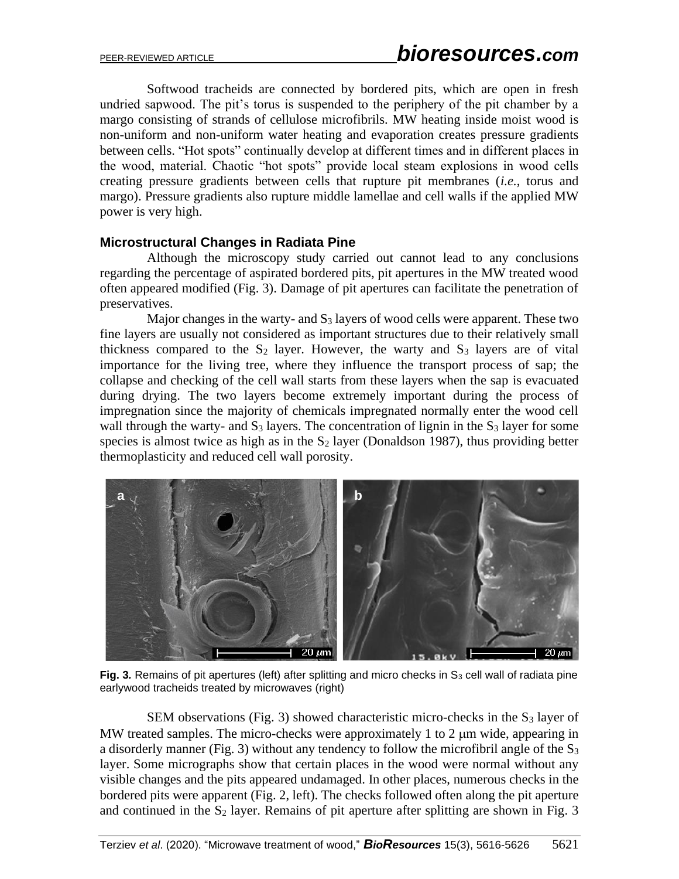Softwood tracheids are connected by bordered pits, which are open in fresh undried sapwood. The pit's torus is suspended to the periphery of the pit chamber by a margo consisting of strands of cellulose microfibrils. MW heating inside moist wood is non-uniform and non-uniform water heating and evaporation creates pressure gradients between cells. "Hot spots" continually develop at different times and in different places in the wood, material. Chaotic "hot spots" provide local steam explosions in wood cells creating pressure gradients between cells that rupture pit membranes (*i.e.*, torus and margo). Pressure gradients also rupture middle lamellae and cell walls if the applied MW power is very high.

### Microstructural Changes in Radiata Pine

Although the microscopy study carried out cannot lead to any conclusions regarding the percentage of aspirated bordered pits, pit apertures in the MW treated wood often appeared modified (Fig. 3). Damage of pit apertures can facilitate the penetration of preservatives.

Major changes in the warty- and $S_3$ layers of wood cells were apparent. These two fine layers are usually not considered as important structures due to their relatively small thickness compared to the $S_2$ layer. However, the warty and $S_3$ layers are of vital importance for the living tree, where they influence the transport process of sap; the collapse and checking of the cell wall starts from these layers when the sap is evacuated during drying. The two layers become extremely important during the process of impregnation since the majority of chemicals impregnated normally enter the wood cell wall through the warty- and $S_3$ layers. The concentration of lignin in the $S_3$ layer for some species is almost twice as high as in the $S_2$ layer (Donaldson 1987), thus providing better thermoplasticity and reduced cell wall porosity.

**Fig. 3.** Remains of pit apertures (left) after splitting and micro checks in $S_3$ cell wall of radiata pine earlywood tracheids treated by microwaves (right)

SEM observations (Fig. 3) showed characteristic micro-checks in the $S_3$ layer of MW treated samples. The micro-checks were approximately 1 to 2 μm wide, appearing in a disorderly manner (Fig. 3) without any tendency to follow the microfibril angle of the $S_3$ layer. Some micrographs show that certain places in the wood were normal without any visible changes and the pits appeared undamaged. In other places, numerous checks in the bordered pits were apparent (Fig. 2, left). The checks followed often along the pit aperture and continued in the $S_2$ layer. Remains of pit aperture after splitting are shown in Fig. 3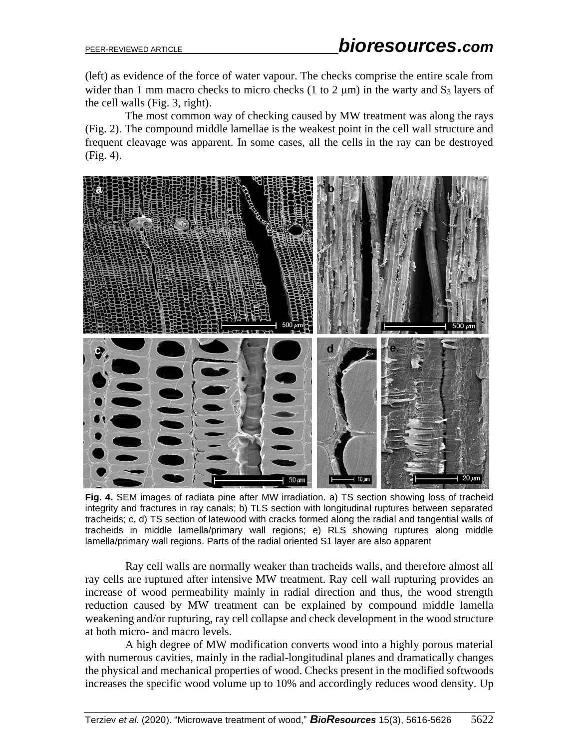(left) as evidence of the force of water vapour. The checks comprise the entire scale from wider than 1 mm macro checks to micro checks (1 to 2 μm) in the warty and $S_3$ layers of the cell walls (Fig. 3, right).

The most common way of checking caused by MW treatment was along the rays (Fig. 2). The compound middle lamellae is the weakest point in the cell wall structure and frequent cleavage was apparent. In some cases, all the cells in the ray can be destroyed (Fig. 4).

**Fig. 4.** SEM images of radiata pine after MW irradiation. a) TS section showing loss of tracheid integrity and fractures in ray canals; b) TLS section with longitudinal ruptures between separated tracheids; c, d) TS section of latewood with cracks formed along the radial and tangential walls of tracheids in middle lamella/primary wall regions; e) RLS showing ruptures along middle lamella/primary wall regions. Parts of the radial oriented S1 layer are also apparent

Ray cell walls are normally weaker than tracheids walls, and therefore almost all ray cells are ruptured after intensive MW treatment. Ray cell wall rupturing provides an increase of wood permeability mainly in radial direction and thus, the wood strength reduction caused by MW treatment can be explained by compound middle lamella weakening and/or rupturing, ray cell collapse and check development in the wood structure at both micro- and macro levels.

A high degree of MW modification converts wood into a highly porous material with numerous cavities, mainly in the radial-longitudinal planes and dramatically changes the physical and mechanical properties of wood. Checks present in the modified softwoods increases the specific wood volume up to 10% and accordingly reduces wood density. Up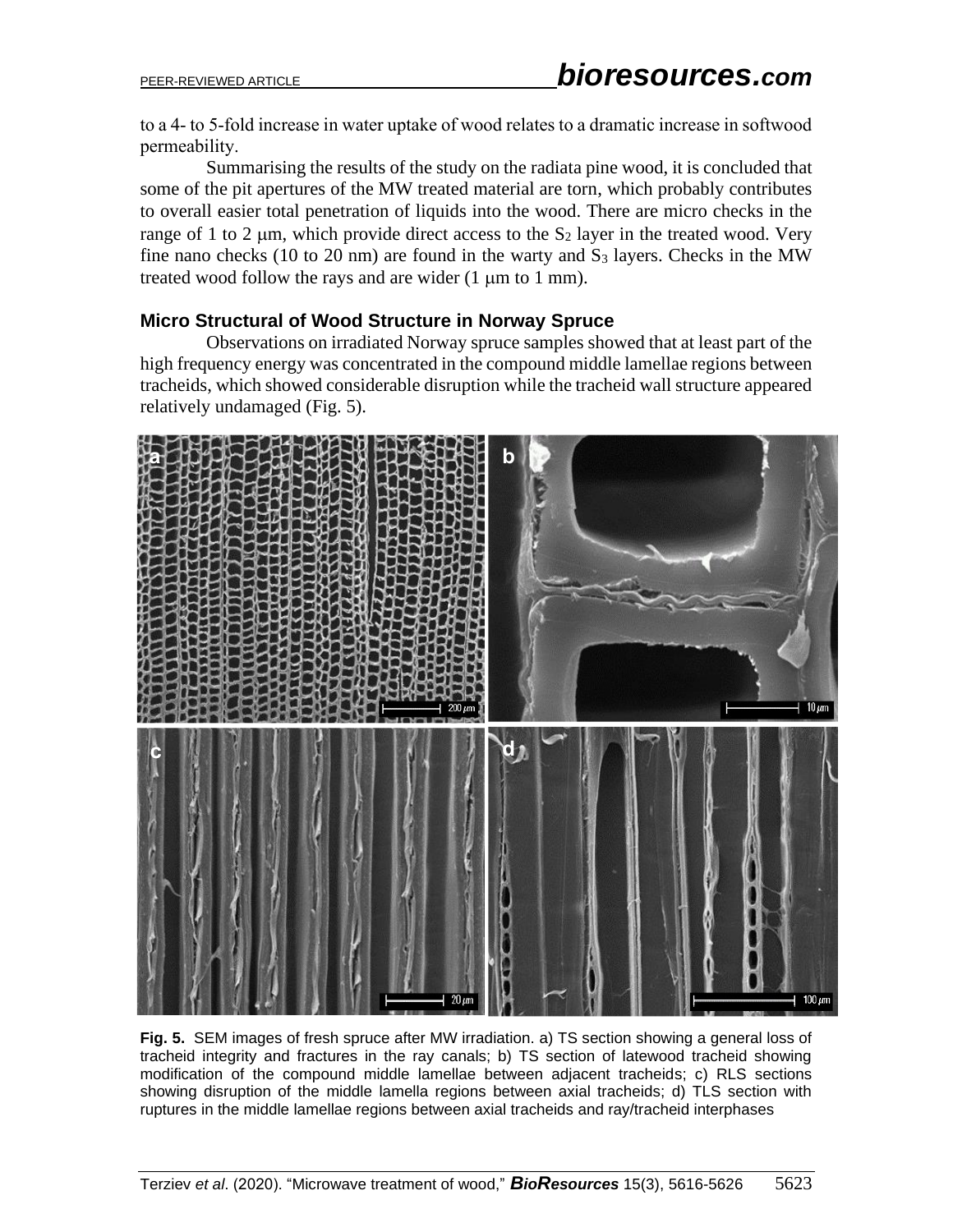to a 4- to 5-fold increase in water uptake of wood relates to a dramatic increase in softwood permeability.

Summarising the results of the study on the radiata pine wood, it is concluded that some of the pit apertures of the MW treated material are torn, which probably contributes to overall easier total penetration of liquids into the wood. There are micro checks in the range of 1 to 2 μm, which provide direct access to the $S_2$ layer in the treated wood. Very fine nano checks (10 to 20 nm) are found in the warty and $S_3$ layers. Checks in the MW treated wood follow the rays and are wider (1 μm to 1 mm).

### Micro Structural of Wood Structure in Norway Spruce

Observations on irradiated Norway spruce samples showed that at least part of the high frequency energy was concentrated in the compound middle lamellae regions between tracheids, which showed considerable disruption while the tracheid wall structure appeared relatively undamaged (Fig. 5).

**Fig. 5.** SEM images of fresh spruce after MW irradiation. a) TS section showing a general loss of tracheid integrity and fractures in the ray canals; b) TS section of latewood tracheid showing modification of the compound middle lamellae between adjacent tracheids; c) RLS sections showing disruption of the middle lamella regions between axial tracheids; d) TLS section with ruptures in the middle lamellae regions between axial tracheids and ray/tracheid interphases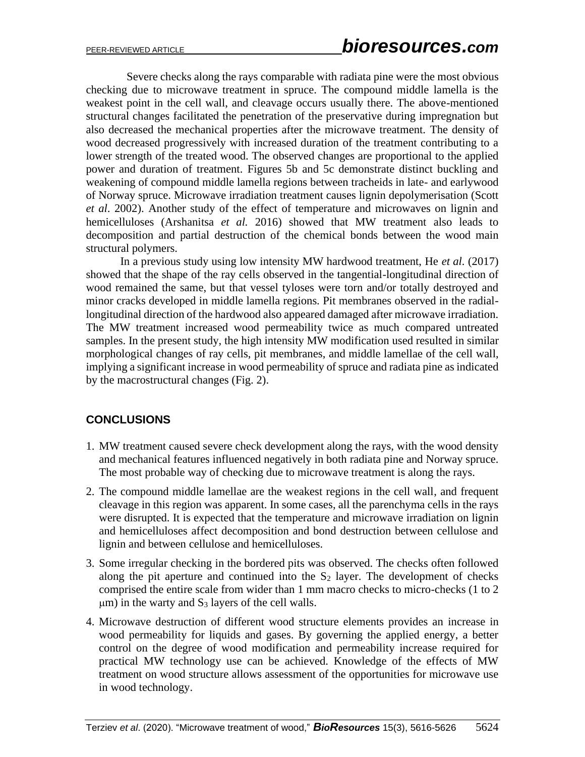Severe checks along the rays comparable with radiata pine were the most obvious checking due to microwave treatment in spruce. The compound middle lamella is the weakest point in the cell wall, and cleavage occurs usually there. The above-mentioned structural changes facilitated the penetration of the preservative during impregnation but also decreased the mechanical properties after the microwave treatment. The density of wood decreased progressively with increased duration of the treatment contributing to a lower strength of the treated wood. The observed changes are proportional to the applied power and duration of treatment. Figures 5b and 5c demonstrate distinct buckling and weakening of compound middle lamella regions between tracheids in late- and earlywood of Norway spruce. Microwave irradiation treatment causes lignin depolymerisation (Scott *et al*. 2002). Another study of the effect of temperature and microwaves on lignin and hemicelluloses (Arshanitsa *et al.* 2016) showed that MW treatment also leads to decomposition and partial destruction of the chemical bonds between the wood main structural polymers.

In a previous study using low intensity MW hardwood treatment, He *et al*. (2017) showed that the shape of the ray cells observed in the tangential-longitudinal direction of wood remained the same, but that vessel tyloses were torn and/or totally destroyed and minor cracks developed in middle lamella regions. Pit membranes observed in the radial-longitudinal direction of the hardwood also appeared damaged after microwave irradiation. The MW treatment increased wood permeability twice as much compared untreated samples. In the present study, the high intensity MW modification used resulted in similar morphological changes of ray cells, pit membranes, and middle lamellae of the cell wall, implying a significant increase in wood permeability of spruce and radiata pine as indicated by the macrostructural changes (Fig. 2).

## CONCLUSIONS

1. MW treatment caused severe check development along the rays, with the wood density and mechanical features influenced negatively in both radiata pine and Norway spruce. The most probable way of checking due to microwave treatment is along the rays.
2. The compound middle lamellae are the weakest regions in the cell wall, and frequent cleavage in this region was apparent. In some cases, all the parenchyma cells in the rays were disrupted. It is expected that the temperature and microwave irradiation on lignin and hemicelluloses affect decomposition and bond destruction between cellulose and lignin and between cellulose and hemicelluloses.
3. Some irregular checking in the bordered pits was observed. The checks often followed along the pit aperture and continued into the $S_2$ layer. The development of checks comprised the entire scale from wider than 1 mm macro checks to micro-checks (1 to 2 $\mu$m) in the warty and $S_3$ layers of the cell walls.
4. Microwave destruction of different wood structure elements provides an increase in wood permeability for liquids and gases. By governing the applied energy, a better control on the degree of wood modification and permeability increase required for practical MW technology use can be achieved. Knowledge of the effects of MW treatment on wood structure allows assessment of the opportunities for microwave use in wood technology.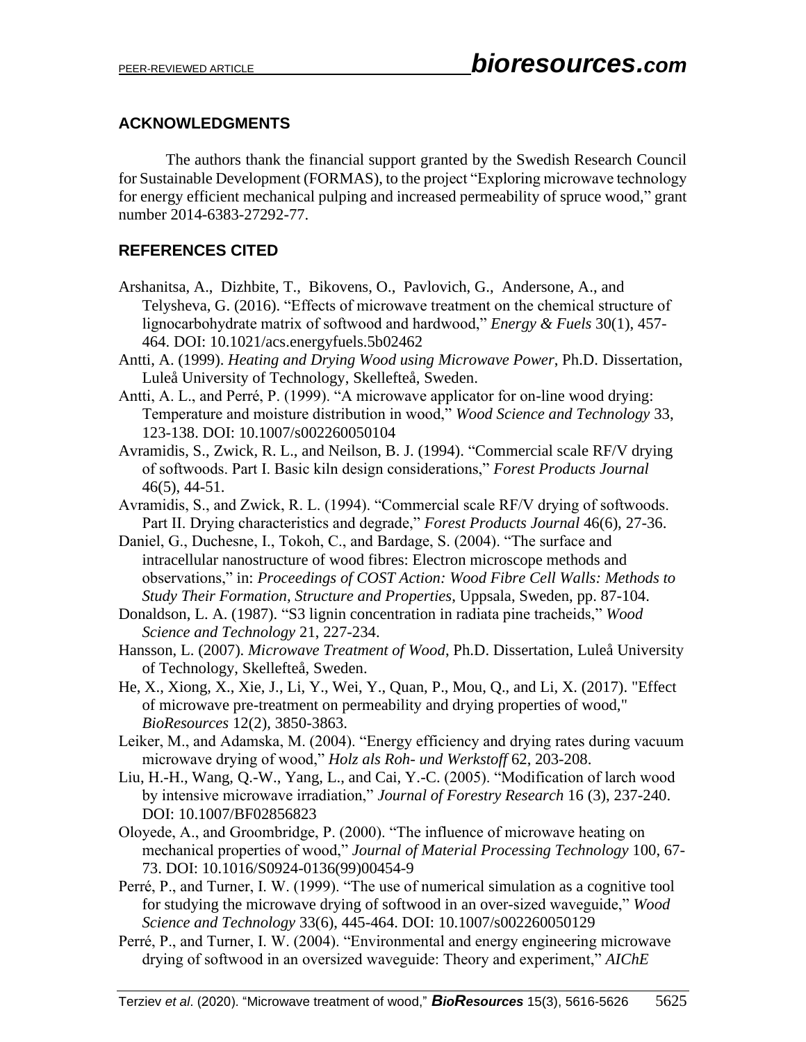## ACKNOWLEDGMENTS

The authors thank the financial support granted by the Swedish Research Council for Sustainable Development (FORMAS), to the project "Exploring microwave technology for energy efficient mechanical pulping and increased permeability of spruce wood," grant number 2014-6383-27292-77.

## REFERENCES CITED

Arshanitsa, A., Dizhbite, T., Bikovens, O., Pavlovich, G., Andersone, A., and Telysheva, G. (2016). "Effects of microwave treatment on the chemical structure of lignocarbohydrate matrix of softwood and hardwood," *Energy & Fuels* 30(1), 457-464. DOI: 10.1021/acs.energyfuels.5b02462

Antti, A. (1999). *Heating and Drying Wood using Microwave Power*, Ph.D. Dissertation, Luleå University of Technology, Skellefteå, Sweden.

Antti, A. L., and Perré, P. (1999). "A microwave applicator for on-line wood drying: Temperature and moisture distribution in wood," *Wood Science and Technology* 33, 123-138. DOI: 10.1007/s002260050104

Avramidis, S., Zwick, R. L., and Neilson, B. J. (1994). "Commercial scale RF/V drying of softwoods. Part I. Basic kiln design considerations," *Forest Products Journal* 46(5), 44-51.

Avramidis, S., and Zwick, R. L. (1994). "Commercial scale RF/V drying of softwoods. Part II. Drying characteristics and degrade," *Forest Products Journal* 46(6), 27-36.

Daniel, G., Duchesne, I., Tokoh, C., and Bardage, S. (2004). "The surface and intracellular nanostructure of wood fibres: Electron microscope methods and observations," in: *Proceedings of COST Action: Wood Fibre Cell Walls: Methods to Study Their Formation, Structure and Properties*, Uppsala, Sweden, pp. 87-104.

Donaldson, L. A. (1987). "S3 lignin concentration in radiata pine tracheids," *Wood Science and Technology* 21, 227-234.

Hansson, L. (2007). *Microwave Treatment of Wood*, Ph.D. Dissertation, Luleå University of Technology, Skellefteå, Sweden.

He, X., Xiong, X., Xie, J., Li, Y., Wei, Y., Quan, P., Mou, Q., and Li, X. (2017). "Effect of microwave pre-treatment on permeability and drying properties of wood," *BioResources* 12(2), 3850-3863.

Leiker, M., and Adamska, M. (2004). "Energy efficiency and drying rates during vacuum microwave drying of wood," *Holz als Roh- und Werkstoff* 62, 203-208.

Liu, H.-H., Wang, Q.-W., Yang, L., and Cai, Y.-C. (2005). "Modification of larch wood by intensive microwave irradiation," *Journal of Forestry Research* 16 (3), 237-240. DOI: 10.1007/BF02856823

Oloyede, A., and Groombridge, P. (2000). "The influence of microwave heating on mechanical properties of wood," *Journal of Material Processing Technology* 100, 67-73. DOI: 10.1016/S0924-0136(99)00454-9

Perré, P., and Turner, I. W. (1999). "The use of numerical simulation as a cognitive tool for studying the microwave drying of softwood in an over-sized waveguide," *Wood Science and Technology* 33(6), 445-464. DOI: 10.1007/s002260050129

Perré, P., and Turner, I. W. (2004). "Environmental and energy engineering microwave drying of softwood in an oversized waveguide: Theory and experiment," *AIChE*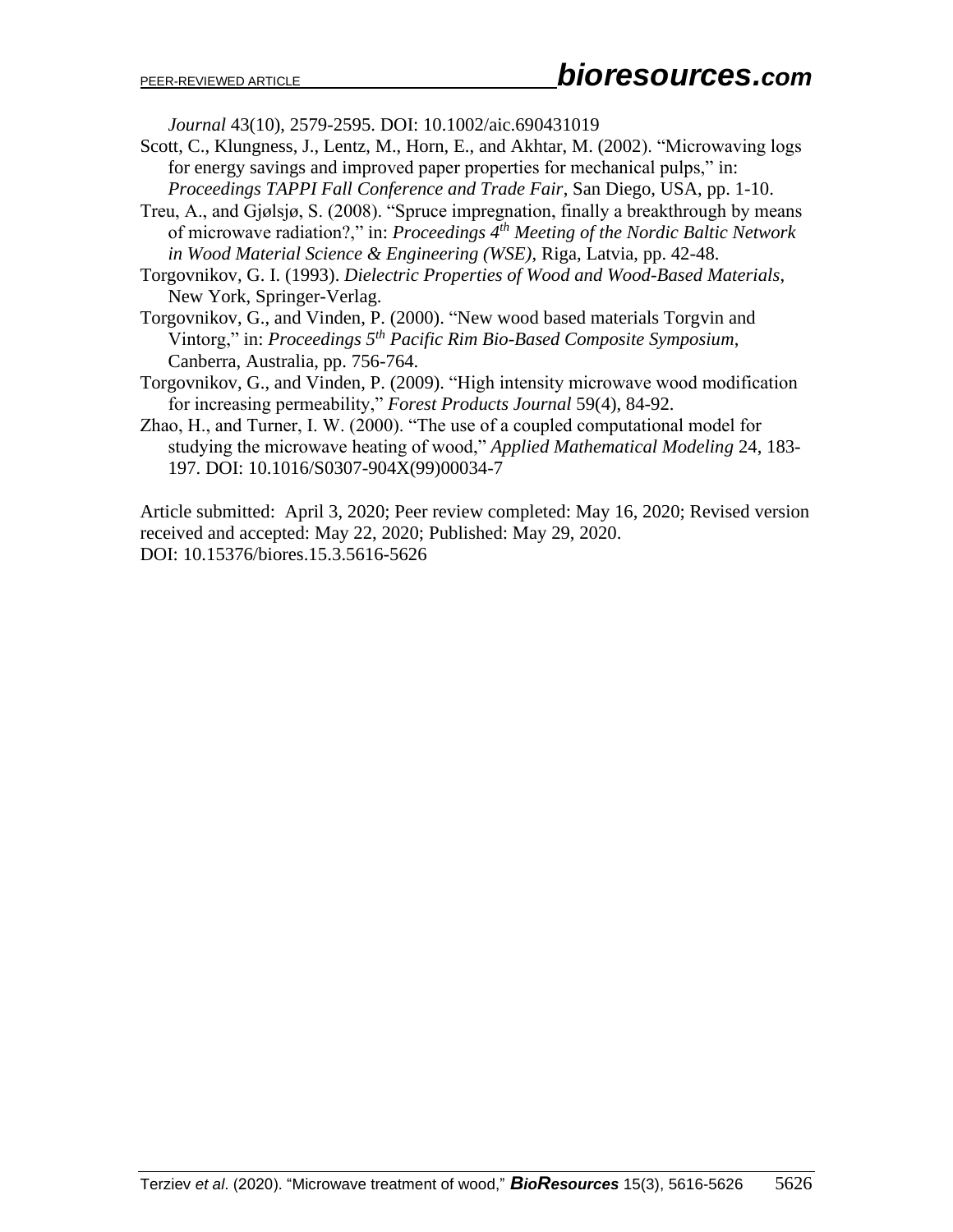*Journal* 43(10), 2579-2595. DOI: 10.1002/aic.690431019

Scott, C., Klungness, J., Lentz, M., Horn, E., and Akhtar, M. (2002). "Microwaving logs for energy savings and improved paper properties for mechanical pulps," in: *Proceedings TAPPI Fall Conference and Trade Fair*, San Diego, USA, pp. 1-10.

Treu, A., and Gjølsjø, S. (2008). "Spruce impregnation, finally a breakthrough by means of microwave radiation?," in: *Proceedings 4th Meeting of the Nordic Baltic Network in Wood Material Science & Engineering (WSE)*, Riga, Latvia, pp. 42-48.

Torgovnikov, G. I. (1993). *Dielectric Properties of Wood and Wood-Based Materials*, New York, Springer-Verlag.

Torgovnikov, G., and Vinden, P. (2000). "New wood based materials Torgvin and Vintorg," in: *Proceedings 5th Pacific Rim Bio-Based Composite Symposium*, Canberra, Australia, pp. 756-764.

Torgovnikov, G., and Vinden, P. (2009). "High intensity microwave wood modification for increasing permeability," *Forest Products Journal* 59(4), 84-92.

Zhao, H., and Turner, I. W. (2000). "The use of a coupled computational model for studying the microwave heating of wood," *Applied Mathematical Modeling* 24, 183-197. DOI: 10.1016/S0307-904X(99)00034-7

Article submitted: April 3, 2020; Peer review completed: May 16, 2020; Revised version received and accepted: May 22, 2020; Published: May 29, 2020.
DOI: 10.15376/biores.15.3.5616-5626